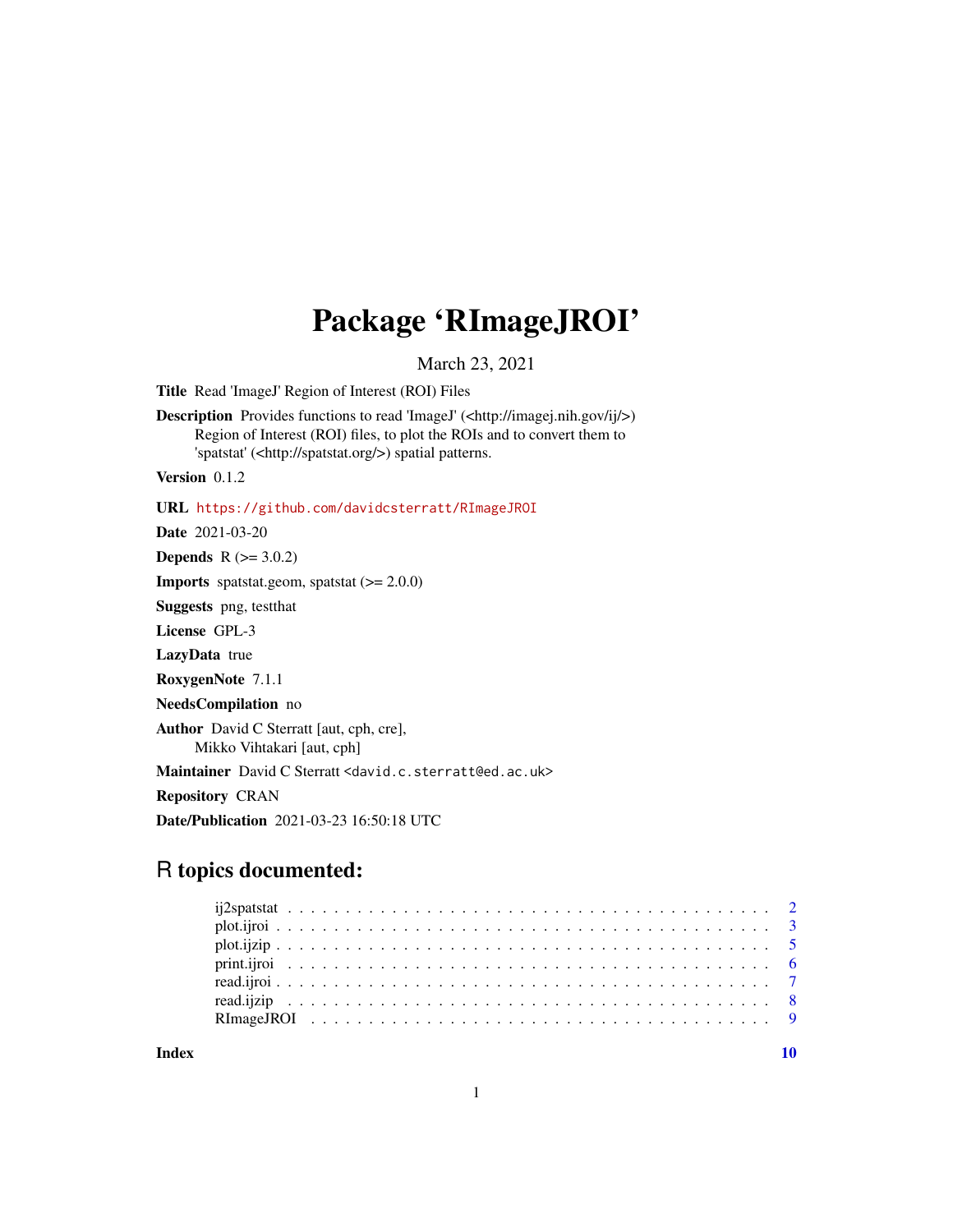# Package 'RImageJROI'

March 23, 2021

**Title** Read 'ImageJ' Region of Interest (ROI) Files

**Description** Provides functions to read 'ImageJ' (<http://imagej.nih.gov/ij/>) Region of Interest (ROI) files, to plot the ROIs and to convert them to 'spatstat' (<http://spatstat.org/>) spatial patterns.

**Version** 0.1.2

**URL** https://github.com/davidcsterratt/RImageJROI

**Date** 2021-03-20

**Depends** R (>= 3.0.2)

**Imports** spatstat.geom, spatstat (>= 2.0.0)

**Suggests** png, testthat

**License** GPL-3

**LazyData** true

**RoxygenNote** 7.1.1

**NeedsCompilation** no

**Author** David C Sterratt [aut, cph, cre], Mikko Vihtakari [aut, cph]

**Maintainer** David C Sterratt <david.c.sterratt@ed.ac.uk>

**Repository** CRAN

**Date/Publication** 2021-03-23 16:50:18 UTC

## R topics documented:

| | |
|---|---|
| ij2spatstat | 2 |
| plot.ijroi | 3 |
| plot.ijzip | 5 |
| print.ijroi | 6 |
| read.ijroi | 7 |
| read.ijzip | 8 |
| RImageJROI | 9 |
| **Index** | **10** |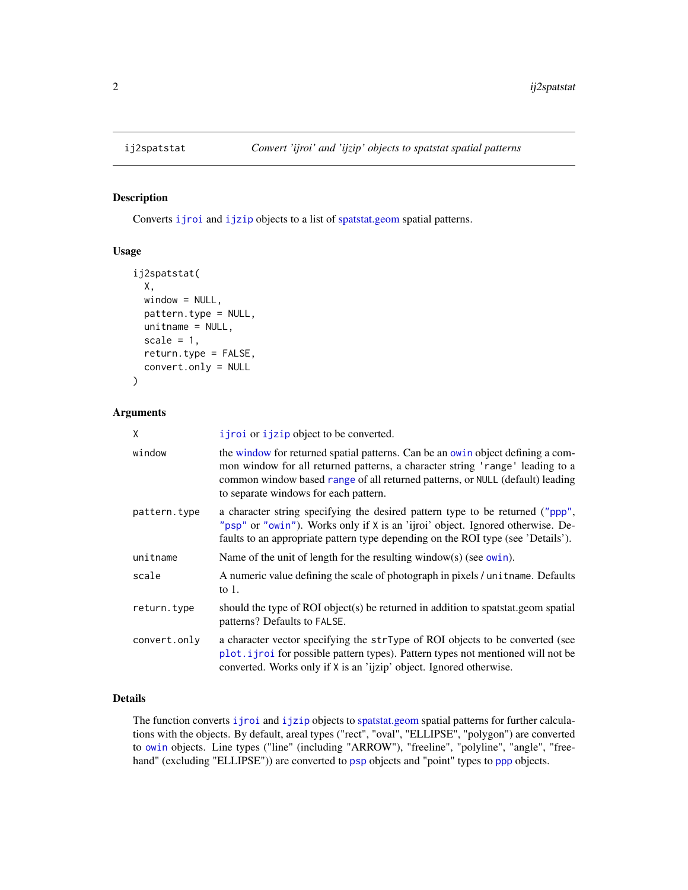## ij2spatstat — *Convert 'ijroi' and 'ijzip' objects to spatstat spatial patterns*

### Description

Converts `ijroi` and `ijzip` objects to a list of spatstat.geom spatial patterns.

### Usage

```
ij2spatstat(
  X,
  window = NULL,
  pattern.type = NULL,
  unitname = NULL,
  scale = 1,
  return.type = FALSE,
  convert.only = NULL
)
```

### Arguments

| | |
|---|---|
| `X` | `ijroi` or `ijzip` object to be converted. |
| `window` | the window for returned spatial patterns. Can be an `owin` object defining a common window for all returned patterns, a character string `'range'` leading to a common window based `range` of all returned patterns, or `NULL` (default) leading to separate windows for each pattern. |
| `pattern.type` | a character string specifying the desired pattern type to be returned (`"ppp"`, `"psp"` or `"owin"`). Works only if `X` is an 'ijroi' object. Ignored otherwise. Defaults to an appropriate pattern type depending on the ROI type (see 'Details'). |
| `unitname` | Name of the unit of length for the resulting window(s) (see `owin`). |
| `scale` | A numeric value defining the scale of photograph in pixels / `unitname`. Defaults to 1. |
| `return.type` | should the type of ROI object(s) be returned in addition to spatstat.geom spatial patterns? Defaults to `FALSE`. |
| `convert.only` | a character vector specifying the `strType` of ROI objects to be converted (see `plot.ijroi` for possible pattern types). Pattern types not mentioned will not be converted. Works only if `X` is an 'ijzip' object. Ignored otherwise. |

### Details

The function converts `ijroi` and `ijzip` objects to spatstat.geom spatial patterns for further calculations with the objects. By default, areal types ("rect", "oval", "ELLIPSE", "polygon") are converted to `owin` objects. Line types ("line" (including "ARROW"), "freeline", "polyline", "angle", "freehand" (excluding "ELLIPSE")) are converted to `psp` objects and "point" types to `ppp` objects.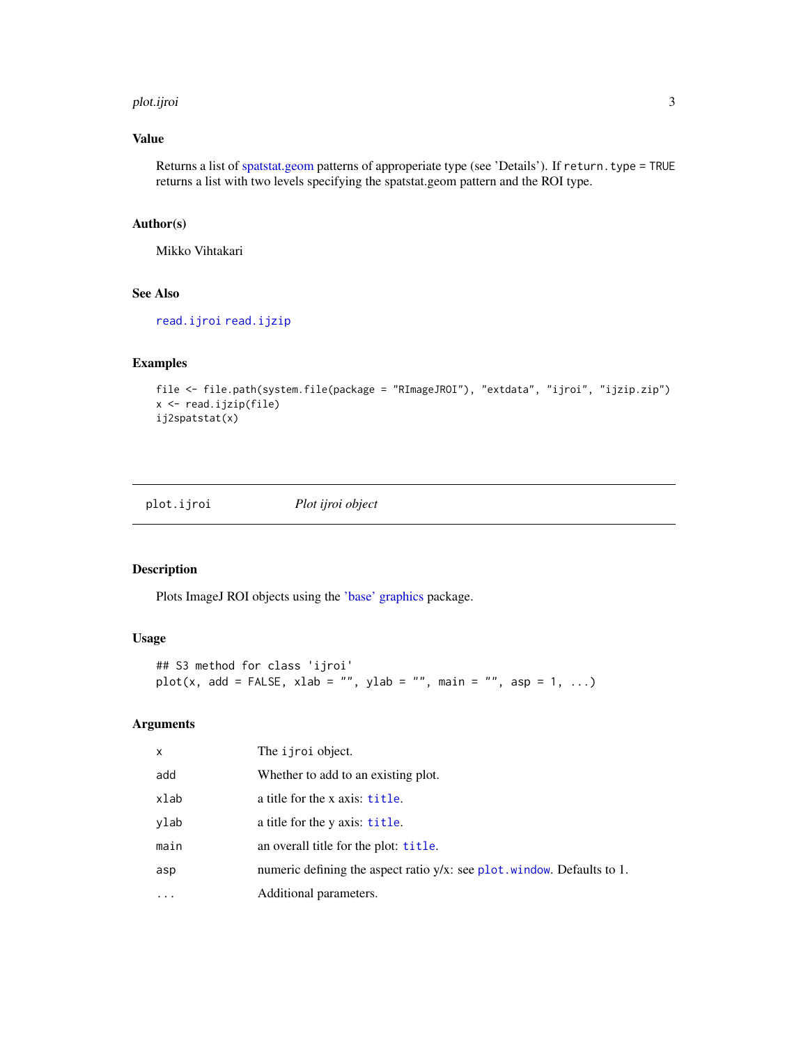### Value

Returns a list of spatstat.geom patterns of approperiate type (see 'Details'). If `return.type = TRUE` returns a list with two levels specifying the spatstat.geom pattern and the ROI type.

### Author(s)

Mikko Vihtakari

### See Also

`read.ijroi` `read.ijzip`

### Examples

```
file <- file.path(system.file(package = "RImageJROI"), "extdata", "ijroi", "ijzip.zip")
x <- read.ijzip(file)
ij2spatstat(x)
```

---

## plot.ijroi    *Plot ijroi object*

### Description

Plots ImageJ ROI objects using the 'base' graphics package.

### Usage

```
## S3 method for class 'ijroi'
plot(x, add = FALSE, xlab = "", ylab = "", main = "", asp = 1, ...)
```

### Arguments

| | |
|---|---|
| `x` | The `ijroi` object. |
| `add` | Whether to add to an existing plot. |
| `xlab` | a title for the x axis: `title`. |
| `ylab` | a title for the y axis: `title`. |
| `main` | an overall title for the plot: `title`. |
| `asp` | numeric defining the aspect ratio y/x: see `plot.window`. Defaults to 1. |
| `...` | Additional parameters. |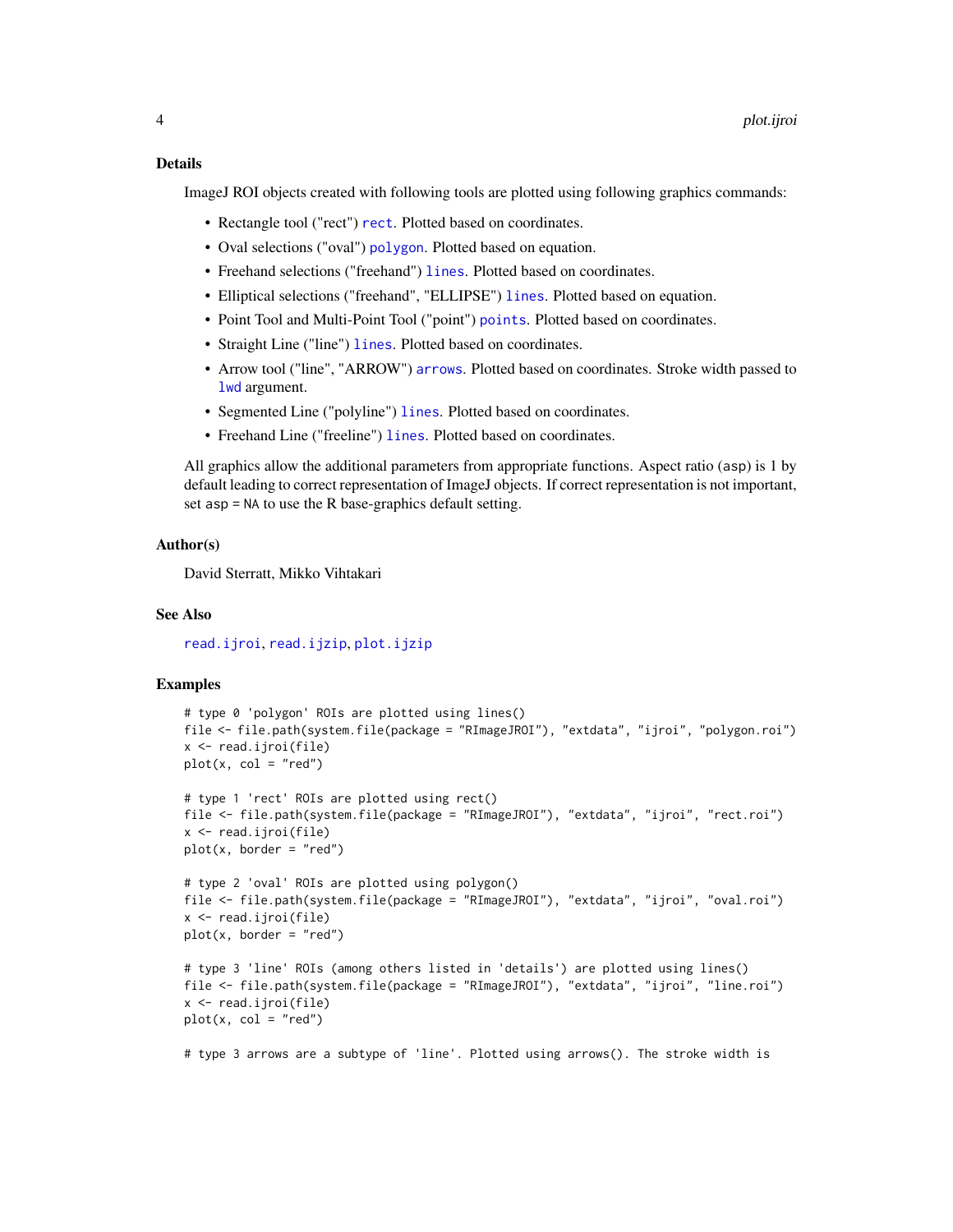### Details

ImageJ ROI objects created with following tools are plotted using following graphics commands:

- Rectangle tool ("rect") `rect`. Plotted based on coordinates.
- Oval selections ("oval") `polygon`. Plotted based on equation.
- Freehand selections ("freehand") `lines`. Plotted based on coordinates.
- Elliptical selections ("freehand", "ELLIPSE") `lines`. Plotted based on equation.
- Point Tool and Multi-Point Tool ("point") `points`. Plotted based on coordinates.
- Straight Line ("line") `lines`. Plotted based on coordinates.
- Arrow tool ("line", "ARROW") `arrows`. Plotted based on coordinates. Stroke width passed to `lwd` argument.
- Segmented Line ("polyline") `lines`. Plotted based on coordinates.
- Freehand Line ("freeline") `lines`. Plotted based on coordinates.

All graphics allow the additional parameters from appropriate functions. Aspect ratio (`asp`) is 1 by default leading to correct representation of ImageJ objects. If correct representation is not important, set `asp = NA` to use the R base-graphics default setting.

### Author(s)

David Sterratt, Mikko Vihtakari

### See Also

`read.ijroi`, `read.ijzip`, `plot.ijzip`

### Examples

```
# type 0 'polygon' ROIs are plotted using lines()
file <- file.path(system.file(package = "RImageJROI"), "extdata", "ijroi", "polygon.roi")
x <- read.ijroi(file)
plot(x, col = "red")

# type 1 'rect' ROIs are plotted using rect()
file <- file.path(system.file(package = "RImageJROI"), "extdata", "ijroi", "rect.roi")
x <- read.ijroi(file)
plot(x, border = "red")

# type 2 'oval' ROIs are plotted using polygon()
file <- file.path(system.file(package = "RImageJROI"), "extdata", "ijroi", "oval.roi")
x <- read.ijroi(file)
plot(x, border = "red")

# type 3 'line' ROIs (among others listed in 'details') are plotted using lines()
file <- file.path(system.file(package = "RImageJROI"), "extdata", "ijroi", "line.roi")
x <- read.ijroi(file)
plot(x, col = "red")

# type 3 arrows are a subtype of 'line'. Plotted using arrows(). The stroke width is
```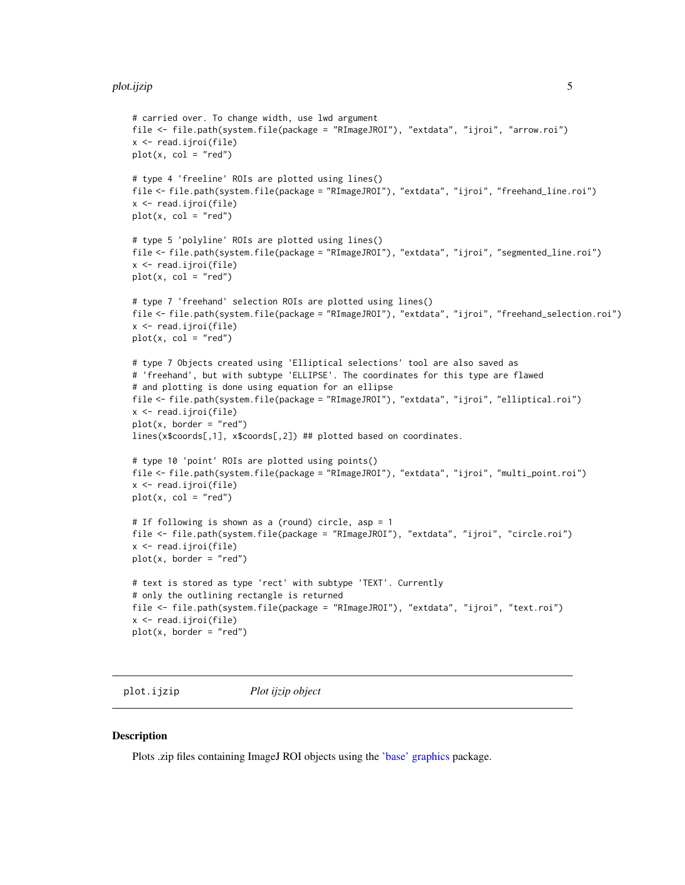```
# carried over. To change width, use lwd argument
file <- file.path(system.file(package = "RImageJROI"), "extdata", "ijroi", "arrow.roi")
x <- read.ijroi(file)
plot(x, col = "red")

# type 4 'freeline' ROIs are plotted using lines()
file <- file.path(system.file(package = "RImageJROI"), "extdata", "ijroi", "freehand_line.roi")
x <- read.ijroi(file)
plot(x, col = "red")

# type 5 'polyline' ROIs are plotted using lines()
file <- file.path(system.file(package = "RImageJROI"), "extdata", "ijroi", "segmented_line.roi")
x <- read.ijroi(file)
plot(x, col = "red")

# type 7 'freehand' selection ROIs are plotted using lines()
file <- file.path(system.file(package = "RImageJROI"), "extdata", "ijroi", "freehand_selection.roi")
x <- read.ijroi(file)
plot(x, col = "red")

# type 7 Objects created using 'Elliptical selections' tool are also saved as
# 'freehand', but with subtype 'ELLIPSE'. The coordinates for this type are flawed
# and plotting is done using equation for an ellipse
file <- file.path(system.file(package = "RImageJROI"), "extdata", "ijroi", "elliptical.roi")
x <- read.ijroi(file)
plot(x, border = "red")
lines(x$coords[,1], x$coords[,2]) ## plotted based on coordinates.

# type 10 'point' ROIs are plotted using points()
file <- file.path(system.file(package = "RImageJROI"), "extdata", "ijroi", "multi_point.roi")
x <- read.ijroi(file)
plot(x, col = "red")

# If following is shown as a (round) circle, asp = 1
file <- file.path(system.file(package = "RImageJROI"), "extdata", "ijroi", "circle.roi")
x <- read.ijroi(file)
plot(x, border = "red")

# text is stored as type 'rect' with subtype 'TEXT'. Currently
# only the outlining rectangle is returned
file <- file.path(system.file(package = "RImageJROI"), "extdata", "ijroi", "text.roi")
x <- read.ijroi(file)
plot(x, border = "red")
```

## plot.ijzip — *Plot ijzip object*

### Description

Plots .zip files containing ImageJ ROI objects using the 'base' graphics package.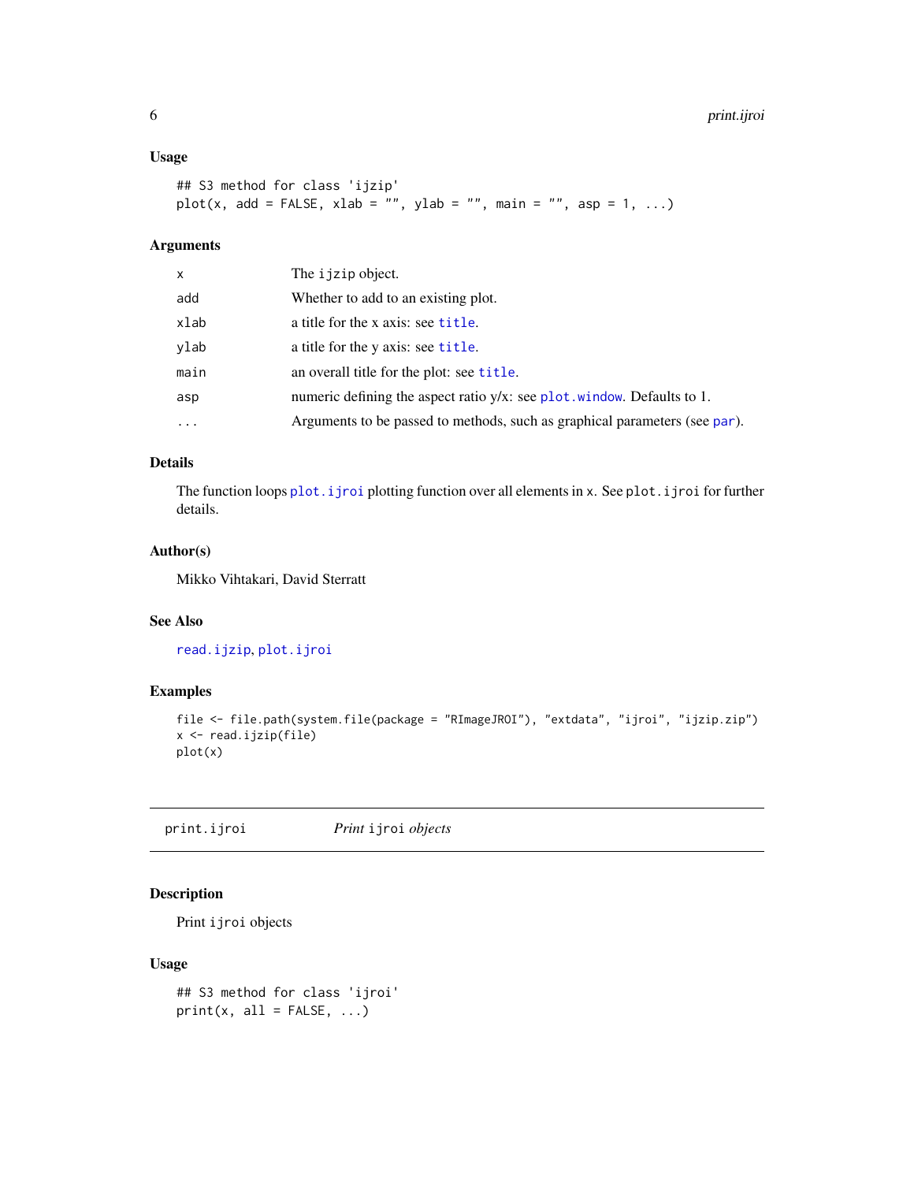### Usage

```
## S3 method for class 'ijzip'
plot(x, add = FALSE, xlab = "", ylab = "", main = "", asp = 1, ...)
```

### Arguments

| | |
|---|---|
| x | The ijzip object. |
| add | Whether to add to an existing plot. |
| xlab | a title for the x axis: see title. |
| ylab | a title for the y axis: see title. |
| main | an overall title for the plot: see title. |
| asp | numeric defining the aspect ratio y/x: see plot.window. Defaults to 1. |
| ... | Arguments to be passed to methods, such as graphical parameters (see par). |

### Details

The function loops plot.ijroi plotting function over all elements in x. See plot.ijroi for further details.

### Author(s)

Mikko Vihtakari, David Sterratt

### See Also

read.ijzip, plot.ijroi

### Examples

```
file <- file.path(system.file(package = "RImageJROI"), "extdata", "ijroi", "ijzip.zip")
x <- read.ijzip(file)
plot(x)
```

---

## print.ijroi    *Print* ijroi *objects*

---

### Description

Print ijroi objects

### Usage

```
## S3 method for class 'ijroi'
print(x, all = FALSE, ...)
```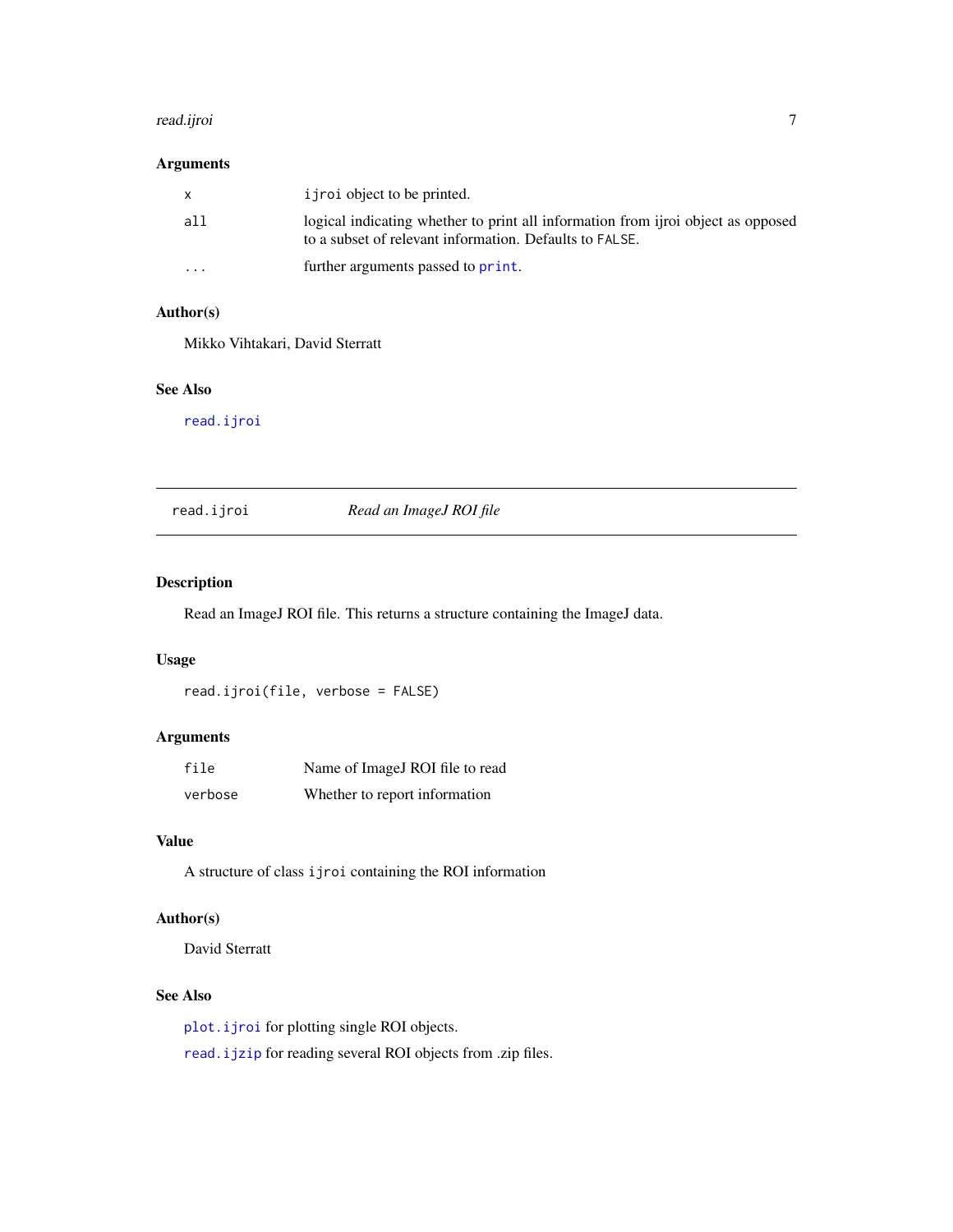### Arguments

| | |
|---|---|
| `x` | `ijroi` object to be printed. |
| `all` | logical indicating whether to print all information from ijroi object as opposed to a subset of relevant information. Defaults to `FALSE`. |
| `...` | further arguments passed to `print`. |

### Author(s)

Mikko Vihtakari, David Sterratt

### See Also

`read.ijroi`

---

## `read.ijroi` *Read an ImageJ ROI file*

---

### Description

Read an ImageJ ROI file. This returns a structure containing the ImageJ data.

### Usage

```
read.ijroi(file, verbose = FALSE)
```

### Arguments

| | |
|---|---|
| `file` | Name of ImageJ ROI file to read |
| `verbose` | Whether to report information |

### Value

A structure of class `ijroi` containing the ROI information

### Author(s)

David Sterratt

### See Also

`plot.ijroi` for plotting single ROI objects.

`read.ijzip` for reading several ROI objects from .zip files.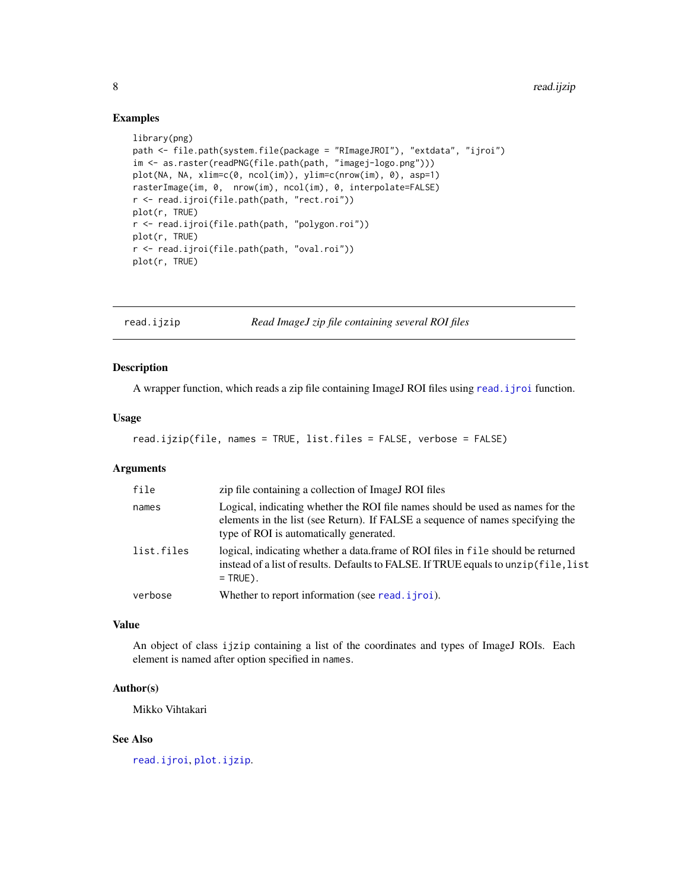## Examples

```
library(png)
path <- file.path(system.file(package = "RImageJROI"), "extdata", "ijroi")
im <- as.raster(readPNG(file.path(path, "imagej-logo.png")))
plot(NA, NA, xlim=c(0, ncol(im)), ylim=c(nrow(im), 0), asp=1)
rasterImage(im, 0,  nrow(im), ncol(im), 0, interpolate=FALSE)
r <- read.ijroi(file.path(path, "rect.roi"))
plot(r, TRUE)
r <- read.ijroi(file.path(path, "polygon.roi"))
plot(r, TRUE)
r <- read.ijroi(file.path(path, "oval.roi"))
plot(r, TRUE)
```

---

# read.ijzip — *Read ImageJ zip file containing several ROI files*

---

## Description

A wrapper function, which reads a zip file containing ImageJ ROI files using `read.ijroi` function.

## Usage

```
read.ijzip(file, names = TRUE, list.files = FALSE, verbose = FALSE)
```

## Arguments

| | |
|---|---|
| `file` | zip file containing a collection of ImageJ ROI files |
| `names` | Logical, indicating whether the ROI file names should be used as names for the elements in the list (see Return). If FALSE a sequence of names specifying the type of ROI is automatically generated. |
| `list.files` | logical, indicating whether a data.frame of ROI files in `file` should be returned instead of a list of results. Defaults to FALSE. If TRUE equals to `unzip(file,list = TRUE)`. |
| `verbose` | Whether to report information (see `read.ijroi`). |

## Value

An object of class `ijzip` containing a list of the coordinates and types of ImageJ ROIs. Each element is named after option specified in `names`.

## Author(s)

Mikko Vihtakari

## See Also

`read.ijroi`, `plot.ijzip`.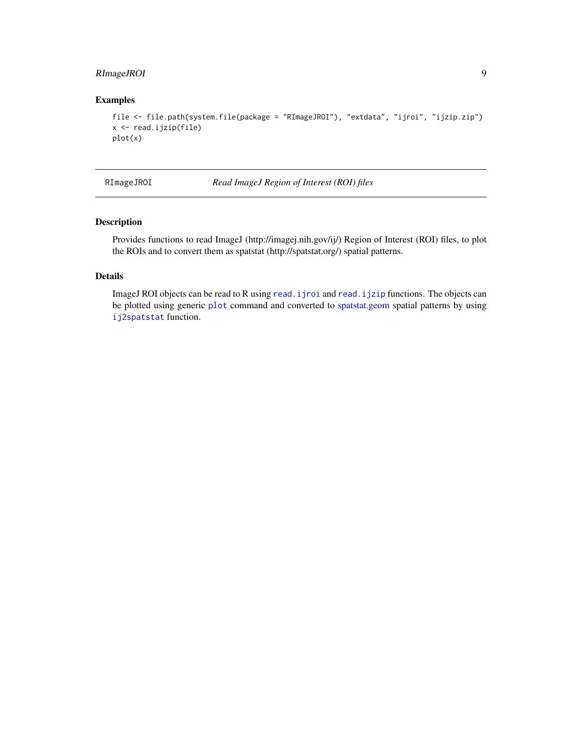## Examples

```
file <- file.path(system.file(package = "RImageJROI"), "extdata", "ijroi", "ijzip.zip")
x <- read.ijzip(file)
plot(x)
```

---

RImageJROI *Read ImageJ Region of Interest (ROI) files*

---

## Description

Provides functions to read ImageJ (http://imagej.nih.gov/ij/) Region of Interest (ROI) files, to plot the ROIs and to convert them as spatstat (http://spatstat.org/) spatial patterns.

## Details

ImageJ ROI objects can be read to R using `read.ijroi` and `read.ijzip` functions. The objects can be plotted using generic `plot` command and converted to spatstat.geom spatial patterns by using `ij2spatstat` function.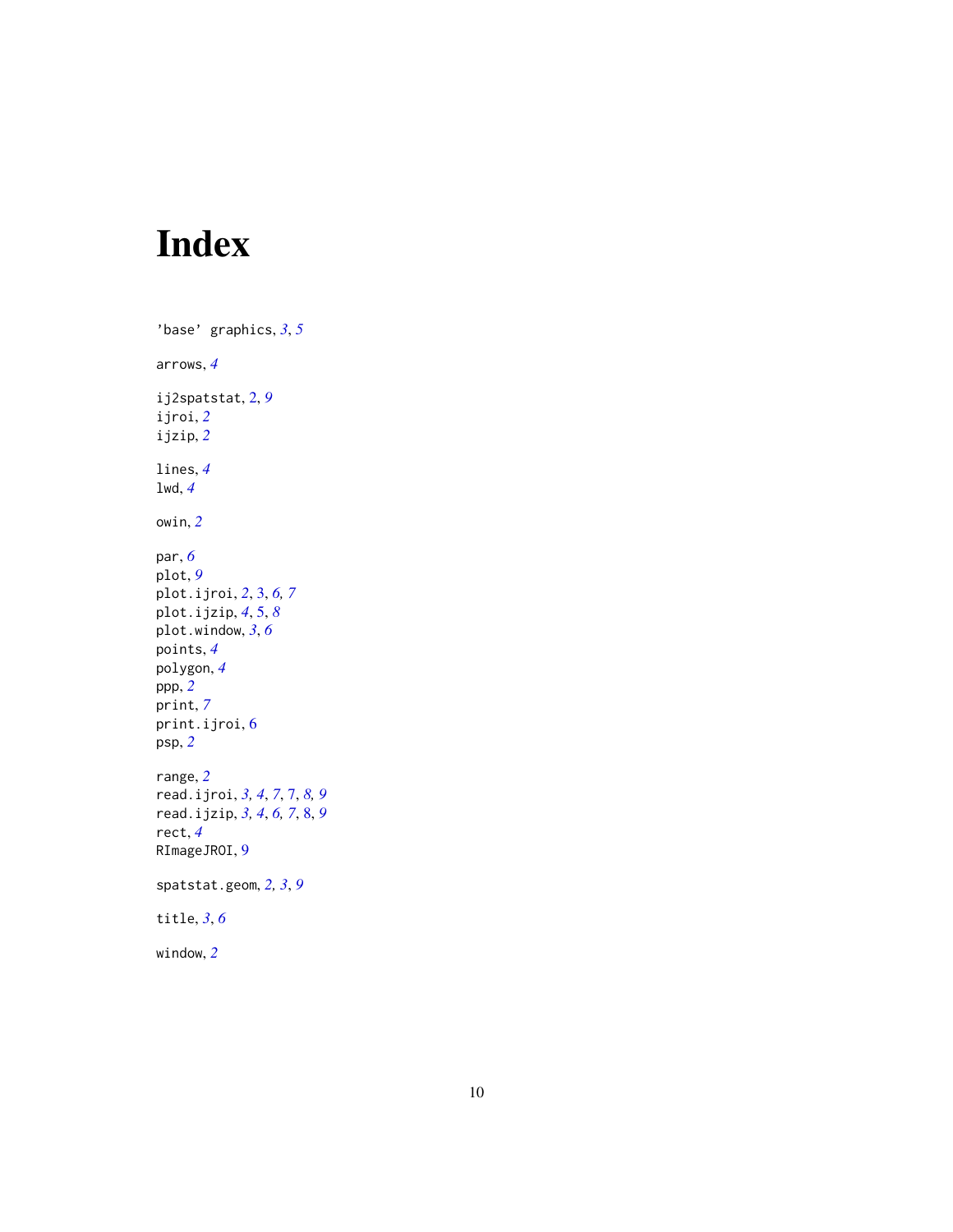# Index

'base' graphics, *3*, *5*

arrows, *4*

ij2spatstat, 2, *9*
ijroi, *2*
ijzip, *2*

lines, *4*
lwd, *4*

owin, *2*

par, *6*
plot, *9*
plot.ijroi, *2*, 3, *6, 7*
plot.ijzip, *4*, 5, *8*
plot.window, *3*, *6*
points, *4*
polygon, *4*
ppp, *2*
print, *7*
print.ijroi, 6
psp, *2*

range, *2*
read.ijroi, *3, 4*, *7*, 7, *8, 9*
read.ijzip, *3, 4*, *6, 7*, 8, *9*
rect, *4*
RImageJROI, 9

spatstat.geom, *2, 3*, *9*

title, *3*, *6*

window, *2*